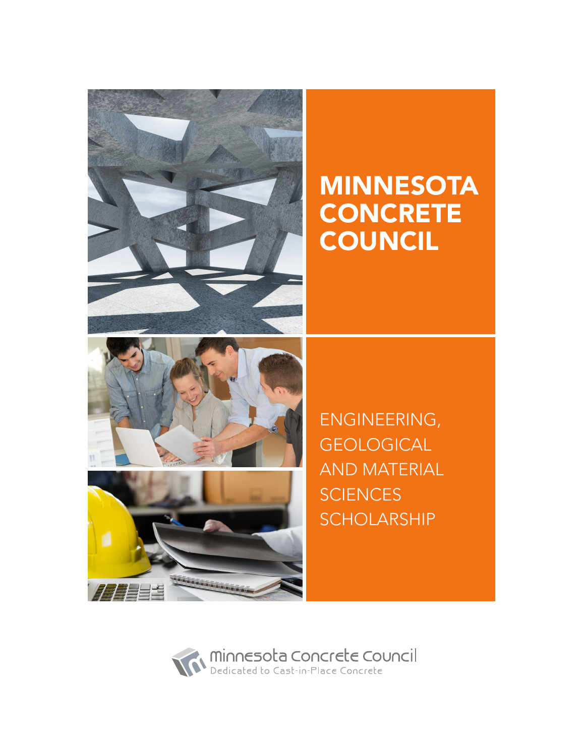# MINNESOTA CONCRETE COUNCIL

## ENGINEERING, GEOLOGICAL AND MATERIAL SCIENCES SCHOLARSHIP

minnesota concrete council
Dedicated to Cast-in-Place Concrete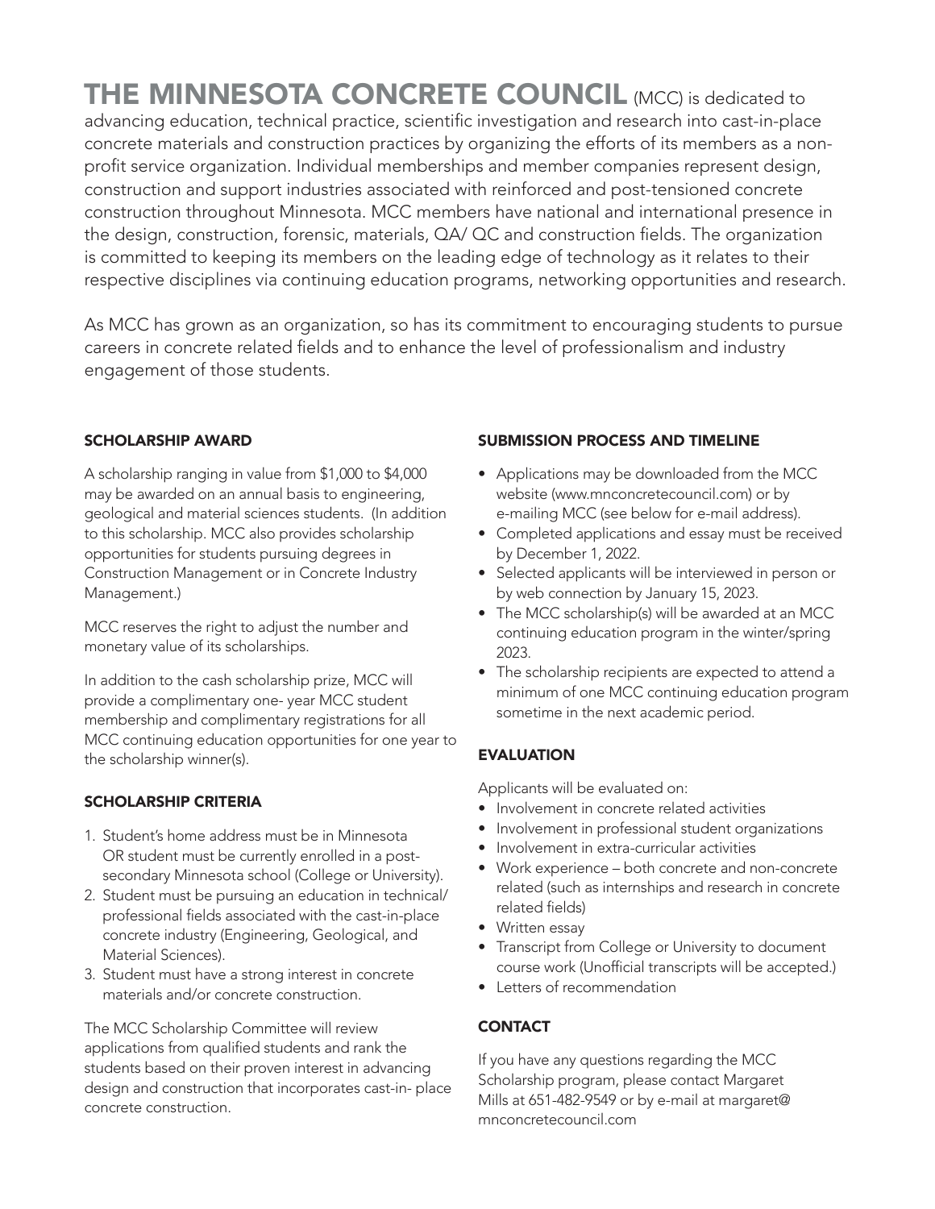**THE MINNESOTA CONCRETE COUNCIL** (MCC) is dedicated to advancing education, technical practice, scientific investigation and research into cast-in-place concrete materials and construction practices by organizing the efforts of its members as a non-profit service organization. Individual memberships and member companies represent design, construction and support industries associated with reinforced and post-tensioned concrete construction throughout Minnesota. MCC members have national and international presence in the design, construction, forensic, materials, QA/ QC and construction fields. The organization is committed to keeping its members on the leading edge of technology as it relates to their respective disciplines via continuing education programs, networking opportunities and research.

As MCC has grown as an organization, so has its commitment to encouraging students to pursue careers in concrete related fields and to enhance the level of professionalism and industry engagement of those students.

## SCHOLARSHIP AWARD

A scholarship ranging in value from $1,000 to $4,000 may be awarded on an annual basis to engineering, geological and material sciences students. (In addition to this scholarship. MCC also provides scholarship opportunities for students pursuing degrees in Construction Management or in Concrete Industry Management.)

MCC reserves the right to adjust the number and monetary value of its scholarships.

In addition to the cash scholarship prize, MCC will provide a complimentary one- year MCC student membership and complimentary registrations for all MCC continuing education opportunities for one year to the scholarship winner(s).

## SCHOLARSHIP CRITERIA

1. Student's home address must be in Minnesota OR student must be currently enrolled in a post-secondary Minnesota school (College or University).
2. Student must be pursuing an education in technical/ professional fields associated with the cast-in-place concrete industry (Engineering, Geological, and Material Sciences).
3. Student must have a strong interest in concrete materials and/or concrete construction.

The MCC Scholarship Committee will review applications from qualified students and rank the students based on their proven interest in advancing design and construction that incorporates cast-in- place concrete construction.

## SUBMISSION PROCESS AND TIMELINE

- Applications may be downloaded from the MCC website (www.mnconcretecouncil.com) or by e-mailing MCC (see below for e-mail address).
- Completed applications and essay must be received by December 1, 2022.
- Selected applicants will be interviewed in person or by web connection by January 15, 2023.
- The MCC scholarship(s) will be awarded at an MCC continuing education program in the winter/spring 2023.
- The scholarship recipients are expected to attend a minimum of one MCC continuing education program sometime in the next academic period.

## EVALUATION

Applicants will be evaluated on:

- Involvement in concrete related activities
- Involvement in professional student organizations
- Involvement in extra-curricular activities
- Work experience – both concrete and non-concrete related (such as internships and research in concrete related fields)
- Written essay
- Transcript from College or University to document course work (Unofficial transcripts will be accepted.)
- Letters of recommendation

## CONTACT

If you have any questions regarding the MCC Scholarship program, please contact Margaret Mills at 651-482-9549 or by e-mail at margaret@mnconcretecouncil.com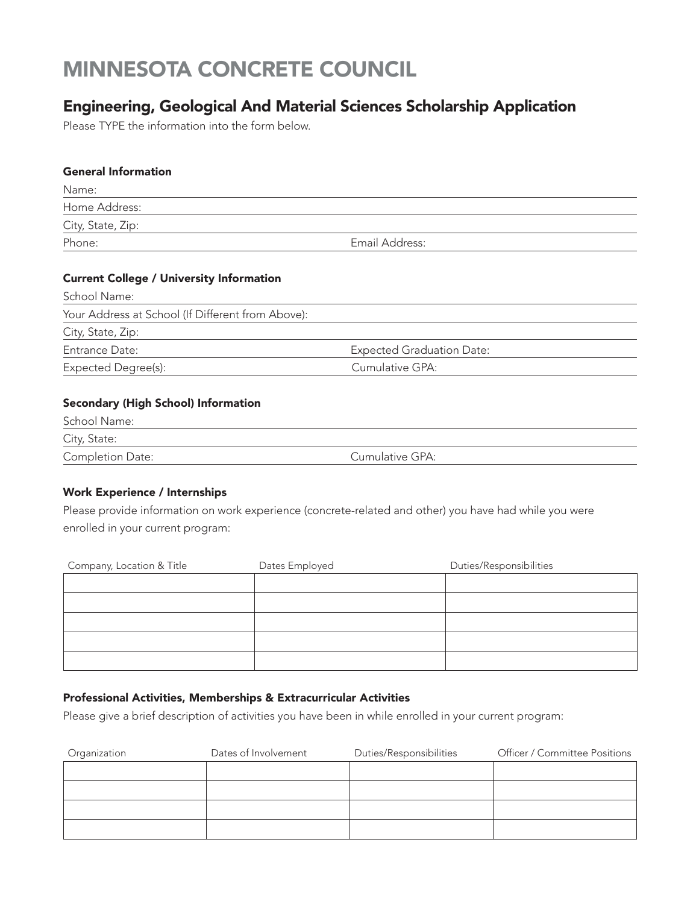# MINNESOTA CONCRETE COUNCIL

## Engineering, Geological And Material Sciences Scholarship Application

Please TYPE the information into the form below.

### General Information

Name:

Home Address:

City, State, Zip:

Phone: Email Address:

### Current College / University Information

School Name:

Your Address at School (If Different from Above):

City, State, Zip:

Entrance Date: Expected Graduation Date:

Expected Degree(s): Cumulative GPA:

### Secondary (High School) Information

School Name:

City, State:

Completion Date: Cumulative GPA:

### Work Experience / Internships

Please provide information on work experience (concrete-related and other) you have had while you were enrolled in your current program:

| Company, Location & Title | Dates Employed | Duties/Responsibilities |
|---|---|---|
| | | |
| | | |
| | | |
| | | |
| | | |

### Professional Activities, Memberships & Extracurricular Activities

Please give a brief description of activities you have been in while enrolled in your current program:

| Organization | Dates of Involvement | Duties/Responsibilities | Officer / Committee Positions |
|---|---|---|---|
| | | | |
| | | | |
| | | | |
| | | | |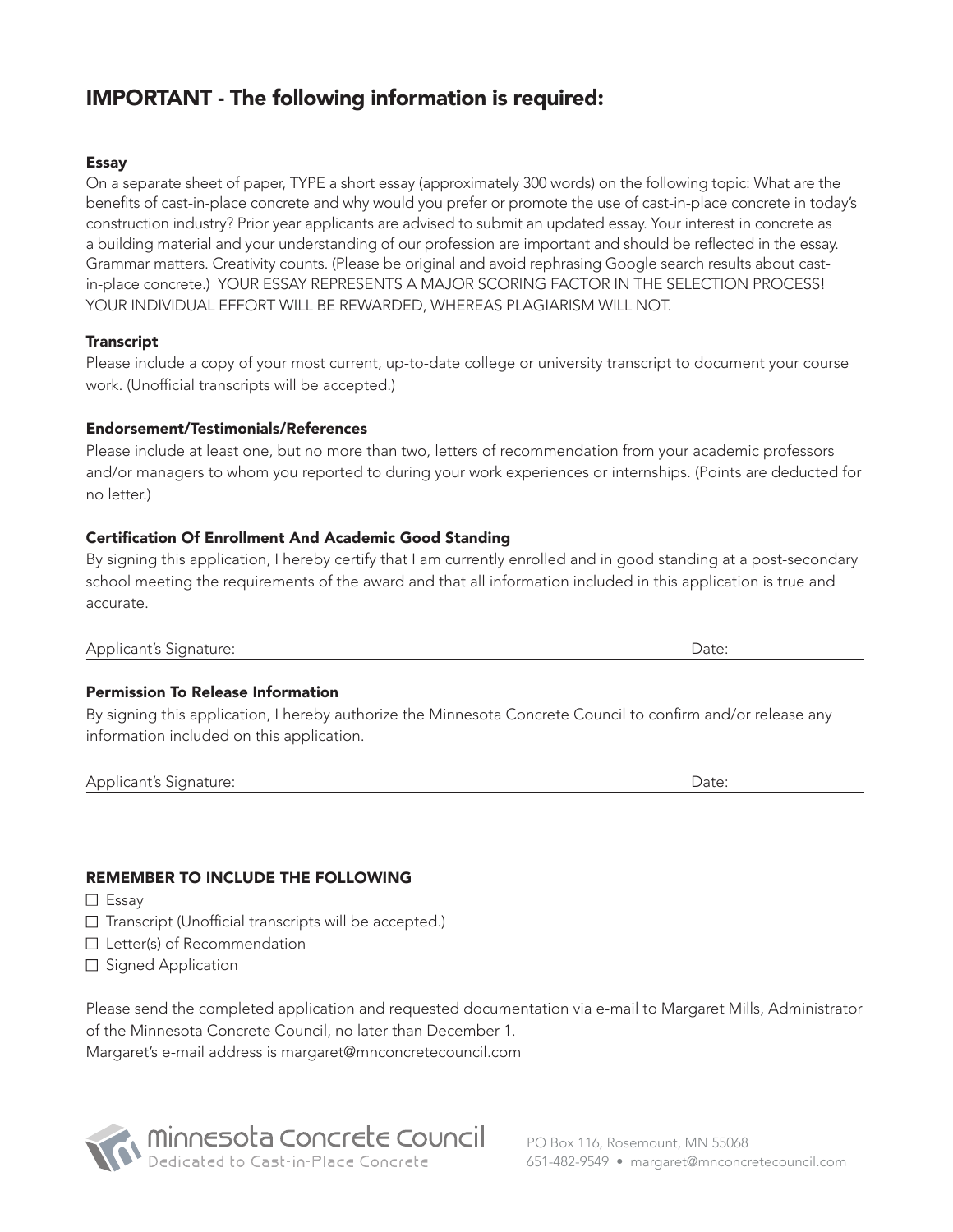## IMPORTANT - The following information is required:

### Essay

On a separate sheet of paper, TYPE a short essay (approximately 300 words) on the following topic: What are the benefits of cast-in-place concrete and why would you prefer or promote the use of cast-in-place concrete in today's construction industry? Prior year applicants are advised to submit an updated essay. Your interest in concrete as a building material and your understanding of our profession are important and should be reflected in the essay. Grammar matters. Creativity counts. (Please be original and avoid rephrasing Google search results about cast-in-place concrete.) YOUR ESSAY REPRESENTS A MAJOR SCORING FACTOR IN THE SELECTION PROCESS! YOUR INDIVIDUAL EFFORT WILL BE REWARDED, WHEREAS PLAGIARISM WILL NOT.

### Transcript

Please include a copy of your most current, up-to-date college or university transcript to document your course work. (Unofficial transcripts will be accepted.)

### Endorsement/Testimonials/References

Please include at least one, but no more than two, letters of recommendation from your academic professors and/or managers to whom you reported to during your work experiences or internships. (Points are deducted for no letter.)

### Certification Of Enrollment And Academic Good Standing

By signing this application, I hereby certify that I am currently enrolled and in good standing at a post-secondary school meeting the requirements of the award and that all information included in this application is true and accurate.

Applicant's Signature: ______________________________ Date: __________

### Permission To Release Information

By signing this application, I hereby authorize the Minnesota Concrete Council to confirm and/or release any information included on this application.

Applicant's Signature: ______________________________ Date: __________

### REMEMBER TO INCLUDE THE FOLLOWING

- ☐ Essay
- ☐ Transcript (Unofficial transcripts will be accepted.)
- ☐ Letter(s) of Recommendation
- ☐ Signed Application

Please send the completed application and requested documentation via e-mail to Margaret Mills, Administrator of the Minnesota Concrete Council, no later than December 1.
Margaret's e-mail address is margaret@mnconcretecouncil.com

Minnesota Concrete Council
Dedicated to Cast-in-Place Concrete

PO Box 116, Rosemount, MN 55068
651-482-9549 • margaret@mnconcretecouncil.com